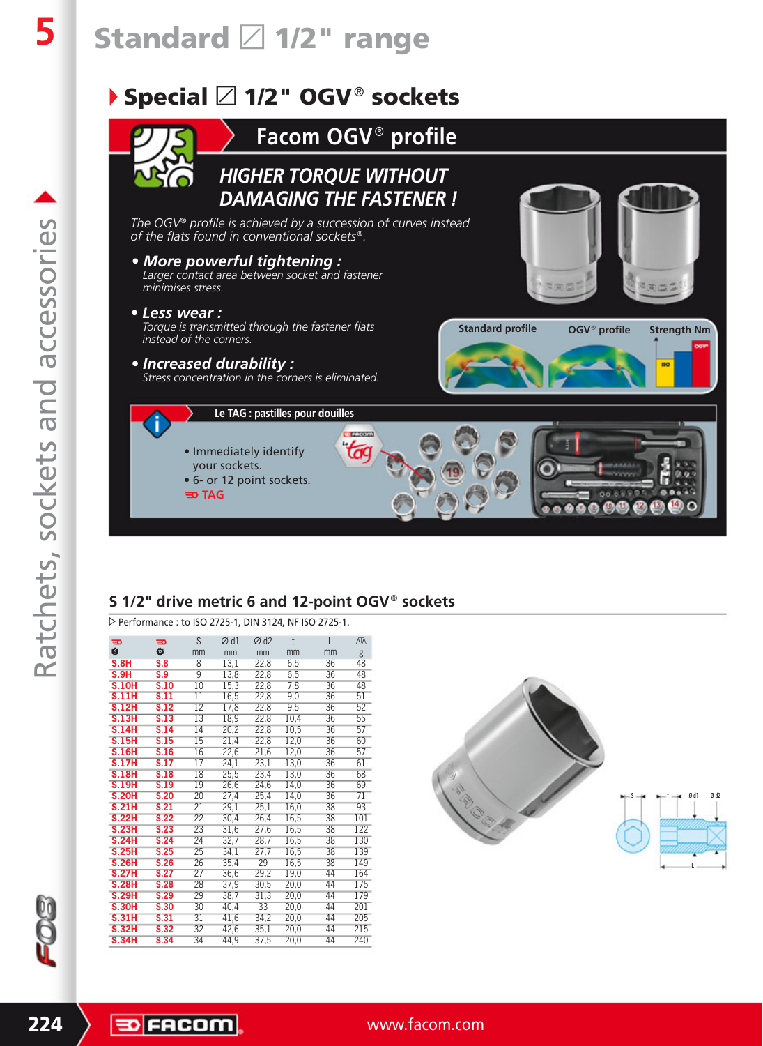# Standard ◻ 1/2" range

## Special ◻ 1/2" OGV® sockets

### Facom OGV® profile

**HIGHER TORQUE WITHOUT DAMAGING THE FASTENER !**

*The OGV® profile is achieved by a succession of curves instead of the flats found in conventional sockets®.*

- ***More powerful tightening :*** *Larger contact area between socket and fastener minimises stress.*
- ***Less wear :*** *Torque is transmitted through the fastener flats instead of the corners.*
- ***Increased durability :*** *Stress concentration in the corners is eliminated.*

Standard profile | OGV® profile | Strength Nm

**Le TAG : pastilles pour douilles**

- Immediately identify your sockets.
- 6- or 12 point sockets.

TAG

### S 1/2" drive metric 6 and 12-point OGV® sockets

▷ Performance : to ISO 2725-1, DIN 3124, NF ISO 2725-1.

| 6 | 12 | S mm | Ø d1 mm | Ø d2 mm | t mm | L mm | g |
|---|---|---|---|---|---|---|---|
| S.8H | S.8 | 8 | 13,1 | 22,8 | 6,5 | 36 | 48 |
| S.9H | S.9 | 9 | 13,8 | 22,8 | 6,5 | 36 | 48 |
| S.10H | S.10 | 10 | 15,3 | 22,8 | 7,8 | 36 | 48 |
| S.11H | S.11 | 11 | 16,5 | 22,8 | 9,0 | 36 | 51 |
| S.12H | S.12 | 12 | 17,8 | 22,8 | 9,5 | 36 | 52 |
| S.13H | S.13 | 13 | 18,9 | 22,8 | 10,4 | 36 | 55 |
| S.14H | S.14 | 14 | 20,2 | 22,8 | 10,5 | 36 | 57 |
| S.15H | S.15 | 15 | 21,4 | 22,8 | 12,0 | 36 | 60 |
| S.16H | S.16 | 16 | 22,6 | 21,6 | 12,0 | 36 | 57 |
| S.17H | S.17 | 17 | 24,1 | 23,1 | 13,0 | 36 | 61 |
| S.18H | S.18 | 18 | 25,5 | 23,4 | 13,0 | 36 | 68 |
| S.19H | S.19 | 19 | 26,6 | 24,6 | 14,0 | 36 | 69 |
| S.20H | S.20 | 20 | 27,4 | 25,4 | 14,0 | 36 | 71 |
| S.21H | S.21 | 21 | 29,1 | 25,1 | 16,0 | 38 | 93 |
| S.22H | S.22 | 22 | 30,4 | 26,4 | 16,5 | 38 | 101 |
| S.23H | S.23 | 23 | 31,6 | 27,6 | 16,5 | 38 | 122 |
| S.24H | S.24 | 24 | 32,7 | 28,7 | 16,5 | 38 | 130 |
| S.25H | S.25 | 25 | 34,1 | 27,7 | 16,5 | 38 | 139 |
| S.26H | S.26 | 26 | 35,4 | 29 | 16,5 | 38 | 149 |
| S.27H | S.27 | 27 | 36,6 | 29,2 | 19,0 | 44 | 164 |
| S.28H | S.28 | 28 | 37,9 | 30,5 | 20,0 | 44 | 175 |
| S.29H | S.29 | 29 | 38,7 | 31,3 | 20,0 | 44 | 179 |
| S.30H | S.30 | 30 | 40,4 | 33 | 20,0 | 44 | 201 |
| S.31H | S.31 | 31 | 41,6 | 34,2 | 20,0 | 44 | 205 |
| S.32H | S.32 | 32 | 42,6 | 35,1 | 20,0 | 44 | 215 |
| S.34H | S.34 | 34 | 44,9 | 37,5 | 20,0 | 44 | 240 |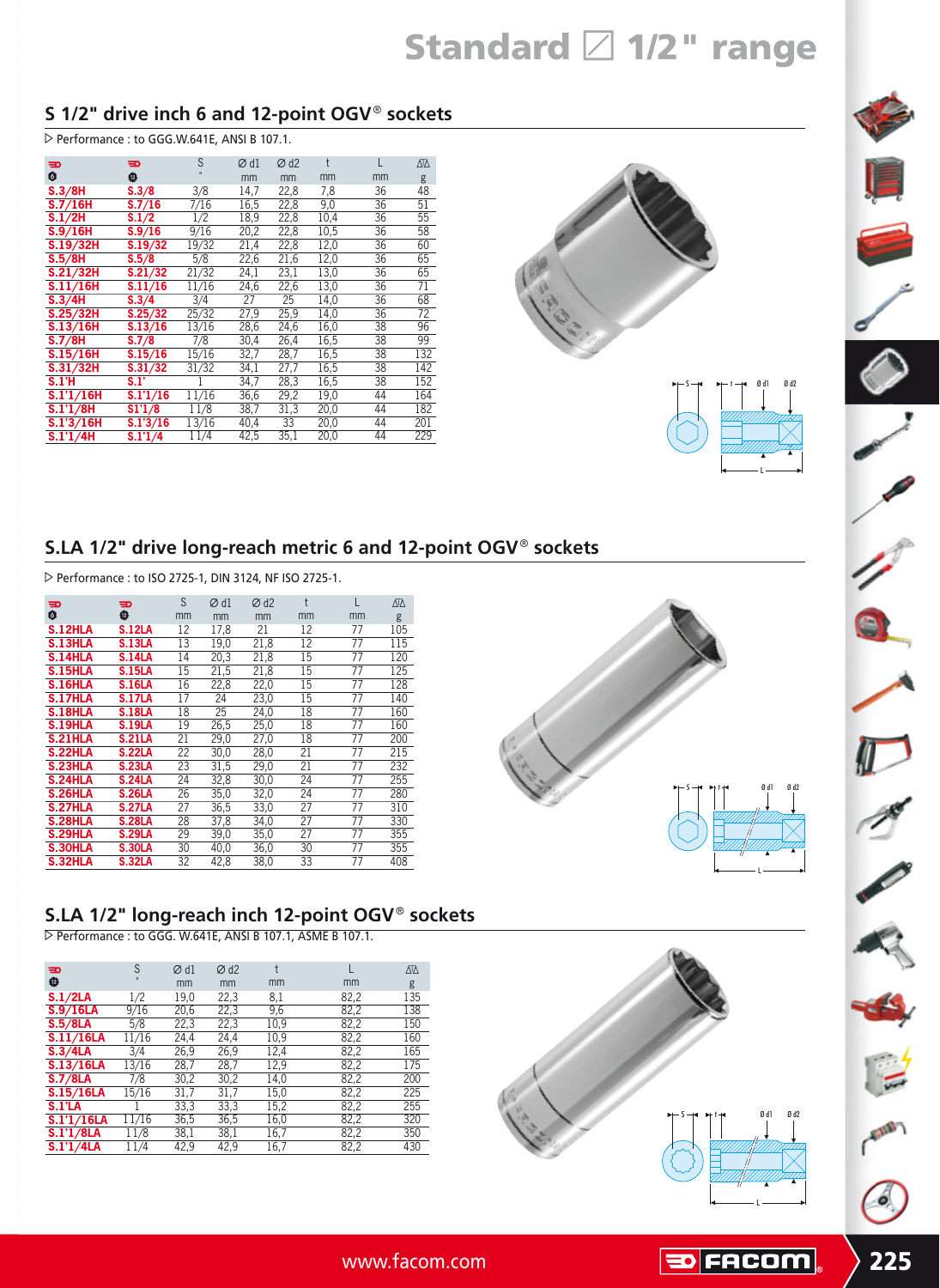# Standard 1/2" range

## S 1/2" drive inch 6 and 12-point OGV® sockets

▷ Performance : to GGG.W.641E, ANSI B 107.1.

| 6-point | 12-point | S " | Ø d1 mm | Ø d2 mm | t mm | L mm | g |
|---|---|---|---|---|---|---|---|
| S.3/8H | S.3/8 | 3/8 | 14,7 | 22,8 | 7,8 | 36 | 48 |
| S.7/16H | S.7/16 | 7/16 | 16,5 | 22,8 | 9,0 | 36 | 51 |
| S.1/2H | S.1/2 | 1/2 | 18,9 | 22,8 | 10,4 | 36 | 55 |
| S.9/16H | S.9/16 | 9/16 | 20,2 | 22,8 | 10,5 | 36 | 58 |
| S.19/32H | S.19/32 | 19/32 | 21,4 | 22,8 | 12,0 | 36 | 60 |
| S.5/8H | S.5/8 | 5/8 | 22,6 | 21,6 | 12,0 | 36 | 65 |
| S.21/32H | S.21/32 | 21/32 | 24,1 | 23,1 | 13,0 | 36 | 65 |
| S.11/16H | S.11/16 | 11/16 | 24,6 | 22,6 | 13,0 | 36 | 71 |
| S.3/4H | S.3/4 | 3/4 | 27 | 25 | 14,0 | 36 | 68 |
| S.25/32H | S.25/32 | 25/32 | 27,9 | 25,9 | 14,0 | 36 | 72 |
| S.13/16H | S.13/16 | 13/16 | 28,6 | 24,6 | 16,0 | 38 | 96 |
| S.7/8H | S.7/8 | 7/8 | 30,4 | 26,4 | 16,5 | 38 | 99 |
| S.15/16H | S.15/16 | 15/16 | 32,7 | 28,7 | 16,5 | 38 | 132 |
| S.31/32H | S.31/32 | 31/32 | 34,1 | 27,7 | 16,5 | 38 | 142 |
| S.1'H | S.1' | 1 | 34,7 | 28,3 | 16,5 | 38 | 152 |
| S.1'1/16H | S.1'1/16 | 1 1/16 | 36,6 | 29,2 | 19,0 | 44 | 164 |
| S.1'1/8H | S.1'1/8 | 1 1/8 | 38,7 | 31,3 | 20,0 | 44 | 182 |
| S.1'3/16H | S.1'3/16 | 1 3/16 | 40,4 | 33 | 20,0 | 44 | 201 |
| S.1'1/4H | S.1'1/4 | 1 1/4 | 42,5 | 35,1 | 20,0 | 44 | 229 |

S t Ø d1 Ø d2
L

## S.LA 1/2" drive long-reach metric 6 and 12-point OGV® sockets

▷ Performance : to ISO 2725-1, DIN 3124, NF ISO 2725-1.

| 6-point | 12-point | S mm | Ø d1 mm | Ø d2 mm | t mm | L mm | g |
|---|---|---|---|---|---|---|---|
| S.12HLA | S.12LA | 12 | 17,8 | 21 | 12 | 77 | 105 |
| S.13HLA | S.13LA | 13 | 19,0 | 21,8 | 12 | 77 | 115 |
| S.14HLA | S.14LA | 14 | 20,3 | 21,8 | 15 | 77 | 120 |
| S.15HLA | S.15LA | 15 | 21,5 | 21,8 | 15 | 77 | 125 |
| S.16HLA | S.16LA | 16 | 22,8 | 22,0 | 15 | 77 | 128 |
| S.17HLA | S.17LA | 17 | 24 | 23,0 | 15 | 77 | 140 |
| S.18HLA | S.18LA | 18 | 25 | 24,0 | 18 | 77 | 160 |
| S.19HLA | S.19LA | 19 | 26,5 | 25,0 | 18 | 77 | 160 |
| S.21HLA | S.21LA | 21 | 29,0 | 27,0 | 18 | 77 | 200 |
| S.22HLA | S.22LA | 22 | 30,0 | 28,0 | 21 | 77 | 215 |
| S.23HLA | S.23LA | 23 | 31,5 | 29,0 | 21 | 77 | 232 |
| S.24HLA | S.24LA | 24 | 32,8 | 30,0 | 24 | 77 | 255 |
| S.26HLA | S.26LA | 26 | 35,0 | 32,0 | 24 | 77 | 280 |
| S.27HLA | S.27LA | 27 | 36,5 | 33,0 | 27 | 77 | 310 |
| S.28HLA | S.28LA | 28 | 37,8 | 34,0 | 27 | 77 | 330 |
| S.29HLA | S.29LA | 29 | 39,0 | 35,0 | 27 | 77 | 355 |
| S.30HLA | S.30LA | 30 | 40,0 | 36,0 | 30 | 77 | 355 |
| S.32HLA | S.32LA | 32 | 42,8 | 38,0 | 33 | 77 | 408 |

S t Ø d1 Ø d2
L

## S.LA 1/2" long-reach inch 12-point OGV® sockets

▷ Performance : to GGG. W.641E, ANSI B 107.1, ASME B 107.1.

| 12-point | S " | Ø d1 mm | Ø d2 mm | t mm | L mm | g |
|---|---|---|---|---|---|---|
| S.1/2LA | 1/2 | 19,0 | 22,3 | 8,1 | 82,2 | 135 |
| S.9/16LA | 9/16 | 20,6 | 22,3 | 9,6 | 82,2 | 138 |
| S.5/8LA | 5/8 | 22,3 | 22,3 | 10,9 | 82,2 | 150 |
| S.11/16LA | 11/16 | 24,4 | 24,4 | 10,9 | 82,2 | 160 |
| S.3/4LA | 3/4 | 26,9 | 26,9 | 12,4 | 82,2 | 165 |
| S.13/16LA | 13/16 | 28,7 | 28,7 | 12,9 | 82,2 | 175 |
| S.7/8LA | 7/8 | 30,2 | 30,2 | 14,0 | 82,2 | 200 |
| S.15/16LA | 15/16 | 31,7 | 31,7 | 15,0 | 82,2 | 225 |
| S.1'LA | 1 | 33,3 | 33,3 | 15,2 | 82,2 | 255 |
| S.1'1/16LA | 1 1/16 | 36,5 | 36,5 | 16,0 | 82,2 | 320 |
| S.1'1/8LA | 1 1/8 | 38,1 | 38,1 | 16,7 | 82,2 | 350 |
| S.1'1/4LA | 1 1/4 | 42,9 | 42,9 | 16,7 | 82,2 | 430 |

S t Ø d1 Ø d2
L

www.facom.com